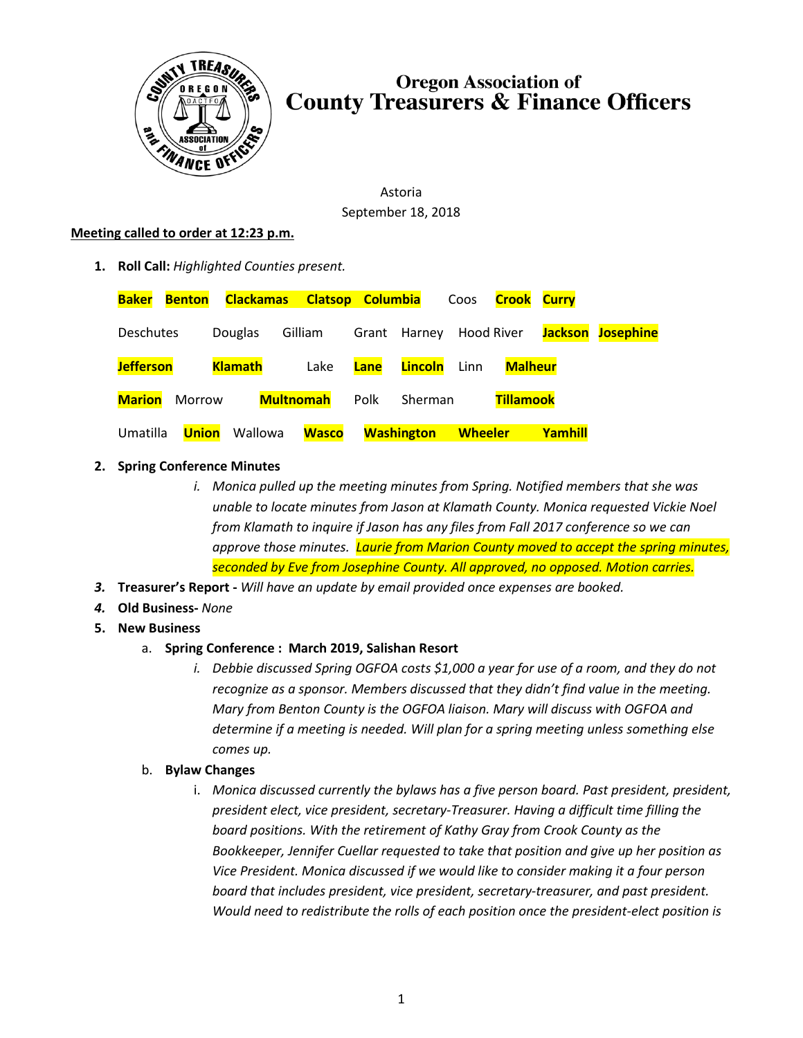# Oregon Association of County Treasurers & Finance Officers

Astoria
September 18, 2018

**Meeting called to order at 12:23 p.m.**

1. **Roll Call:** *Highlighted Counties present.*

   **Baker** **Benton** **Clackamas** **Clatsop** **Columbia** Coos **Crook** **Curry**

   Deschutes Douglas Gilliam Grant Harney Hood River **Jackson** **Josephine**

   **Jefferson** **Klamath** Lake **Lane** **Lincoln** Linn **Malheur**

   **Marion** Morrow **Multnomah** Polk Sherman **Tillamook**

   Umatilla **Union** Wallowa **Wasco** **Washington** **Wheeler** **Yamhill**

2. **Spring Conference Minutes**
   i. *Monica pulled up the meeting minutes from Spring. Notified members that she was unable to locate minutes from Jason at Klamath County. Monica requested Vickie Noel from Klamath to inquire if Jason has any files from Fall 2017 conference so we can approve those minutes. Laurie from Marion County moved to accept the spring minutes, seconded by Eve from Josephine County. All approved, no opposed. Motion carries.*

3. **Treasurer's Report -** *Will have an update by email provided once expenses are booked.*

4. **Old Business-** *None*

5. **New Business**
   a. **Spring Conference : March 2019, Salishan Resort**
      i. *Debbie discussed Spring OGFOA costs $1,000 a year for use of a room, and they do not recognize as a sponsor. Members discussed that they didn't find value in the meeting. Mary from Benton County is the OGFOA liaison. Mary will discuss with OGFOA and determine if a meeting is needed. Will plan for a spring meeting unless something else comes up.*

   b. **Bylaw Changes**
      i. *Monica discussed currently the bylaws has a five person board. Past president, president, president elect, vice president, secretary-Treasurer. Having a difficult time filling the board positions. With the retirement of Kathy Gray from Crook County as the Bookkeeper, Jennifer Cuellar requested to take that position and give up her position as Vice President. Monica discussed if we would like to consider making it a four person board that includes president, vice president, secretary-treasurer, and past president. Would need to redistribute the rolls of each position once the president-elect position is*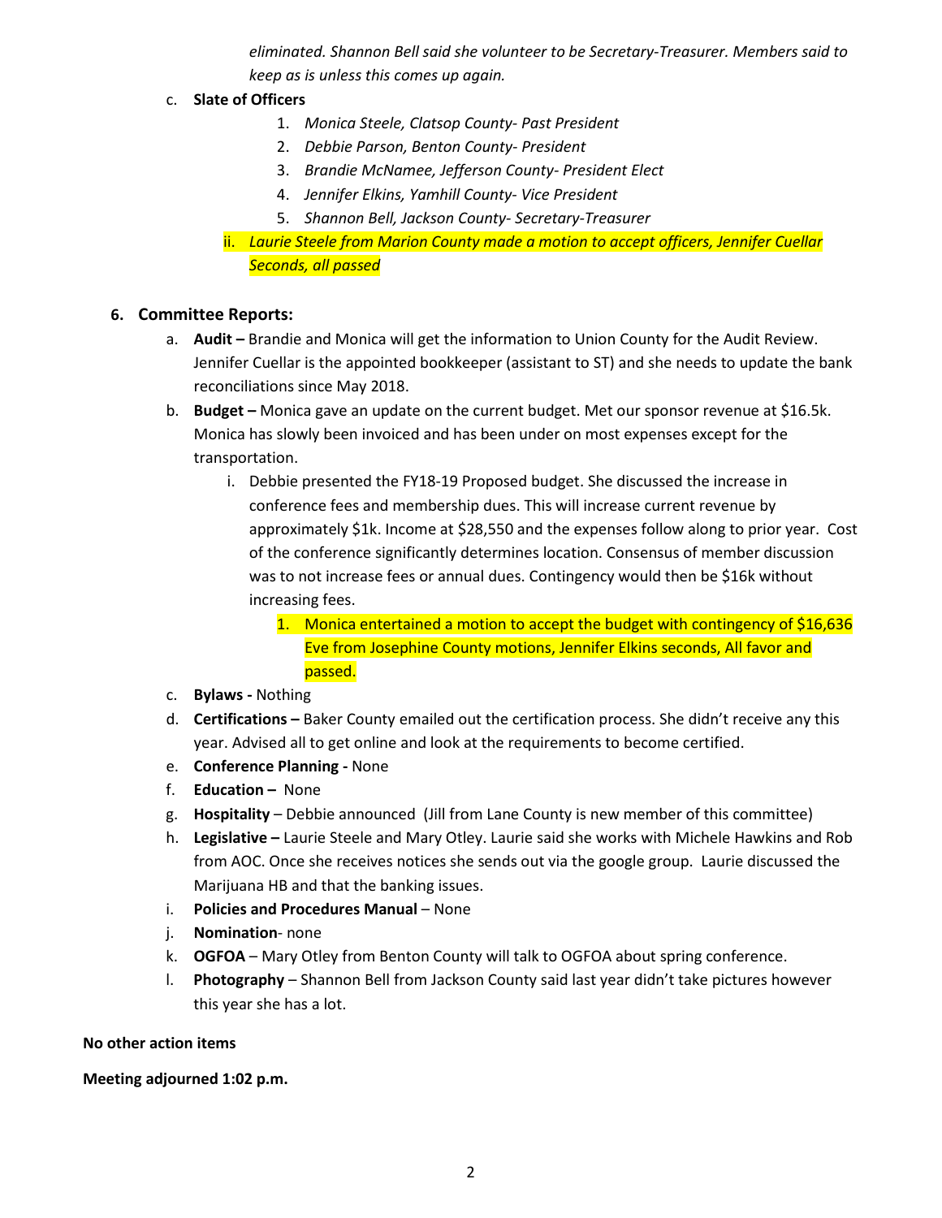*eliminated. Shannon Bell said she volunteer to be Secretary-Treasurer. Members said to keep as is unless this comes up again.*

c. **Slate of Officers**

1. *Monica Steele, Clatsop County- Past President*
2. *Debbie Parson, Benton County- President*
3. *Brandie McNamee, Jefferson County- President Elect*
4. *Jennifer Elkins, Yamhill County- Vice President*
5. *Shannon Bell, Jackson County- Secretary-Treasurer*

ii. *Laurie Steele from Marion County made a motion to accept officers, Jennifer Cuellar Seconds, all passed*

## 6. Committee Reports:

a. **Audit –** Brandie and Monica will get the information to Union County for the Audit Review. Jennifer Cuellar is the appointed bookkeeper (assistant to ST) and she needs to update the bank reconciliations since May 2018.

b. **Budget –** Monica gave an update on the current budget. Met our sponsor revenue at $16.5k. Monica has slowly been invoiced and has been under on most expenses except for the transportation.

   i. Debbie presented the FY18-19 Proposed budget. She discussed the increase in conference fees and membership dues. This will increase current revenue by approximately $1k. Income at $28,550 and the expenses follow along to prior year. Cost of the conference significantly determines location. Consensus of member discussion was to not increase fees or annual dues. Contingency would then be $16k without increasing fees.

      1. Monica entertained a motion to accept the budget with contingency of $16,636 Eve from Josephine County motions, Jennifer Elkins seconds, All favor and passed.

c. **Bylaws -** Nothing

d. **Certifications –** Baker County emailed out the certification process. She didn't receive any this year. Advised all to get online and look at the requirements to become certified.

e. **Conference Planning -** None

f. **Education –** None

g. **Hospitality** – Debbie announced (Jill from Lane County is new member of this committee)

h. **Legislative –** Laurie Steele and Mary Otley. Laurie said she works with Michele Hawkins and Rob from AOC. Once she receives notices she sends out via the google group. Laurie discussed the Marijuana HB and that the banking issues.

i. **Policies and Procedures Manual** – None

j. **Nomination**- none

k. **OGFOA** – Mary Otley from Benton County will talk to OGFOA about spring conference.

l. **Photography** – Shannon Bell from Jackson County said last year didn't take pictures however this year she has a lot.

**No other action items**

**Meeting adjourned 1:02 p.m.**